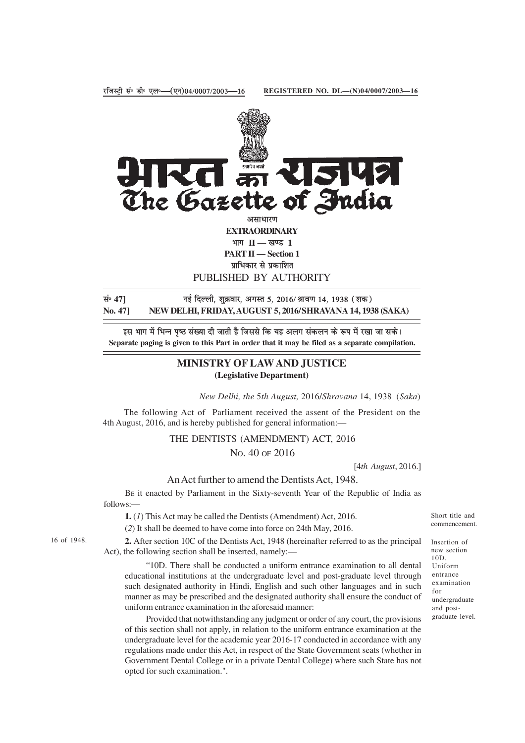रजिस्ट्री सं॰ डी॰ एल॰—(एन)04/0007/2003—16 REGISTERED NO. DL—(N)04/0007/2003—16

# भारत का राजपत्र
# The Gazette of India

असाधारण

**EXTRAORDINARY**

भाग II — खण्ड 1

**PART II — Section 1**

प्राधिकार से प्रकाशित

PUBLISHED BY AUTHORITY

सं॰ 47] नई दिल्ली, शुक्रवार, अगस्त 5, 2016/ श्रावण 14, 1938 (शक)

**No. 47] NEW DELHI, FRIDAY, AUGUST 5, 2016/SHRAVANA 14, 1938 (SAKA)**

इस भाग में भिन्न पृष्ठ संख्या दी जाती है जिससे कि यह अलग संकलन के रूप में रखा जा सके।

**Separate paging is given to this Part in order that it may be filed as a separate compilation.**

## MINISTRY OF LAW AND JUSTICE
**(Legislative Department)**

*New Delhi, the 5th August,* 2016/*Shravana* 14, 1938 (*Saka*)

The following Act of Parliament received the assent of the President on the 4th August, 2016, and is hereby published for general information:—

### THE DENTISTS (AMENDMENT) ACT, 2016

No. 40 of 2016

[*4th August*, 2016.]

An Act further to amend the Dentists Act, 1948.

Be it enacted by Parliament in the Sixty-seventh Year of the Republic of India as follows:—

Short title and commencement.

**1.** (*1*) This Act may be called the Dentists (Amendment) Act, 2016.

(*2*) It shall be deemed to have come into force on 24th May, 2016.

Insertion of new section 10D. (16 of 1948.)

**2.** After section 10C of the Dentists Act, 1948 (hereinafter referred to as the principal Act), the following section shall be inserted, namely:—

Uniform entrance examination for undergraduate and post-graduate level.

"10D. There shall be conducted a uniform entrance examination to all dental educational institutions at the undergraduate level and post-graduate level through such designated authority in Hindi, English and such other languages and in such manner as may be prescribed and the designated authority shall ensure the conduct of uniform entrance examination in the aforesaid manner:

Provided that notwithstanding any judgment or order of any court, the provisions of this section shall not apply, in relation to the uniform entrance examination at the undergraduate level for the academic year 2016-17 conducted in accordance with any regulations made under this Act, in respect of the State Government seats (whether in Government Dental College or in a private Dental College) where such State has not opted for such examination.".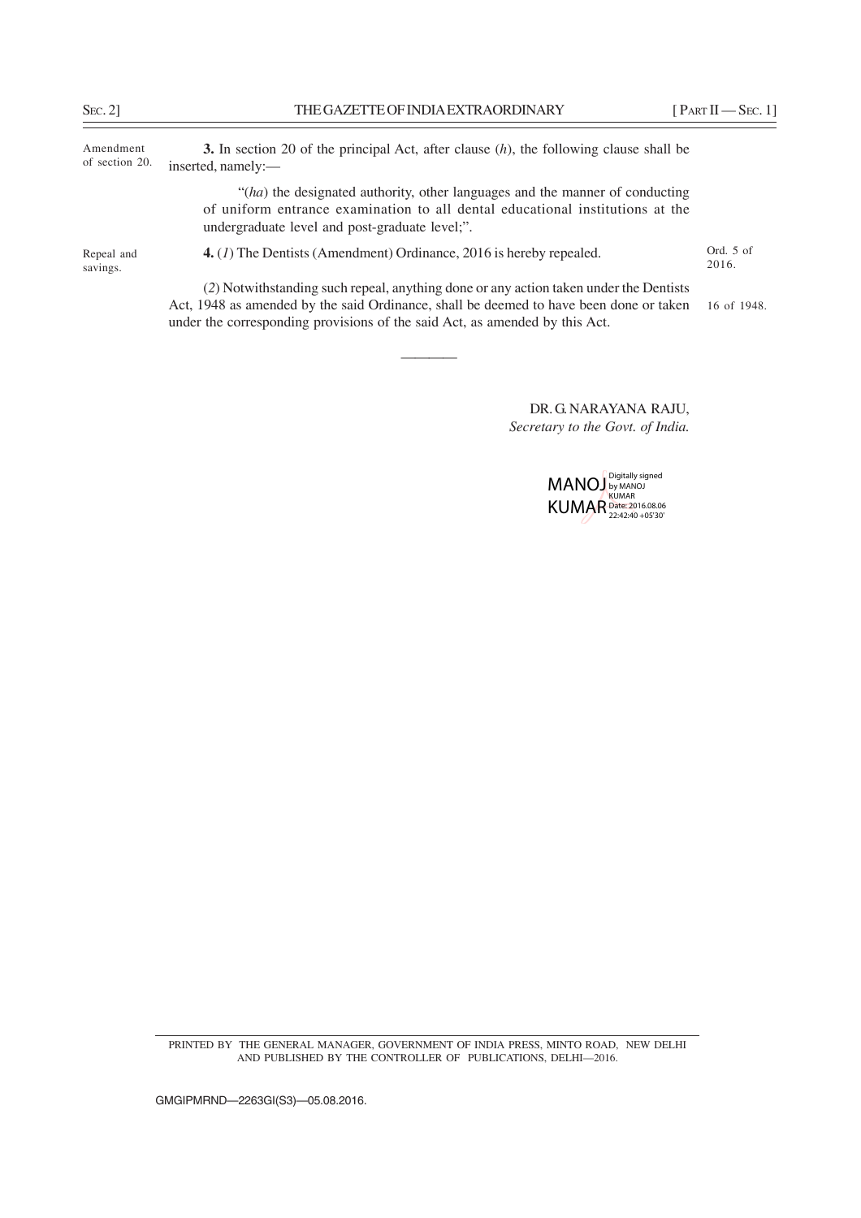Amendment of section 20.

**3.** In section 20 of the principal Act, after clause (*h*), the following clause shall be inserted, namely:—

"(*ha*) the designated authority, other languages and the manner of conducting of uniform entrance examination to all dental educational institutions at the undergraduate level and post-graduate level;".

Repeal and savings.

**4.** (*1*) The Dentists (Amendment) Ordinance, 2016 is hereby repealed.

Ord. 5 of 2016.

(*2*) Notwithstanding such repeal, anything done or any action taken under the Dentists Act, 1948 as amended by the said Ordinance, shall be deemed to have been done or taken under the corresponding provisions of the said Act, as amended by this Act.

16 of 1948.

————

DR. G. NARAYANA RAJU,
*Secretary to the Govt. of India.*

MANOJ KUMAR Digitally signed by MANOJ KUMAR Date: 2016.08.06 22:42:40 +05'30'

PRINTED BY THE GENERAL MANAGER, GOVERNMENT OF INDIA PRESS, MINTO ROAD, NEW DELHI AND PUBLISHED BY THE CONTROLLER OF PUBLICATIONS, DELHI—2016.

GMGIPMRND—2263GI(S3)—05.08.2016.